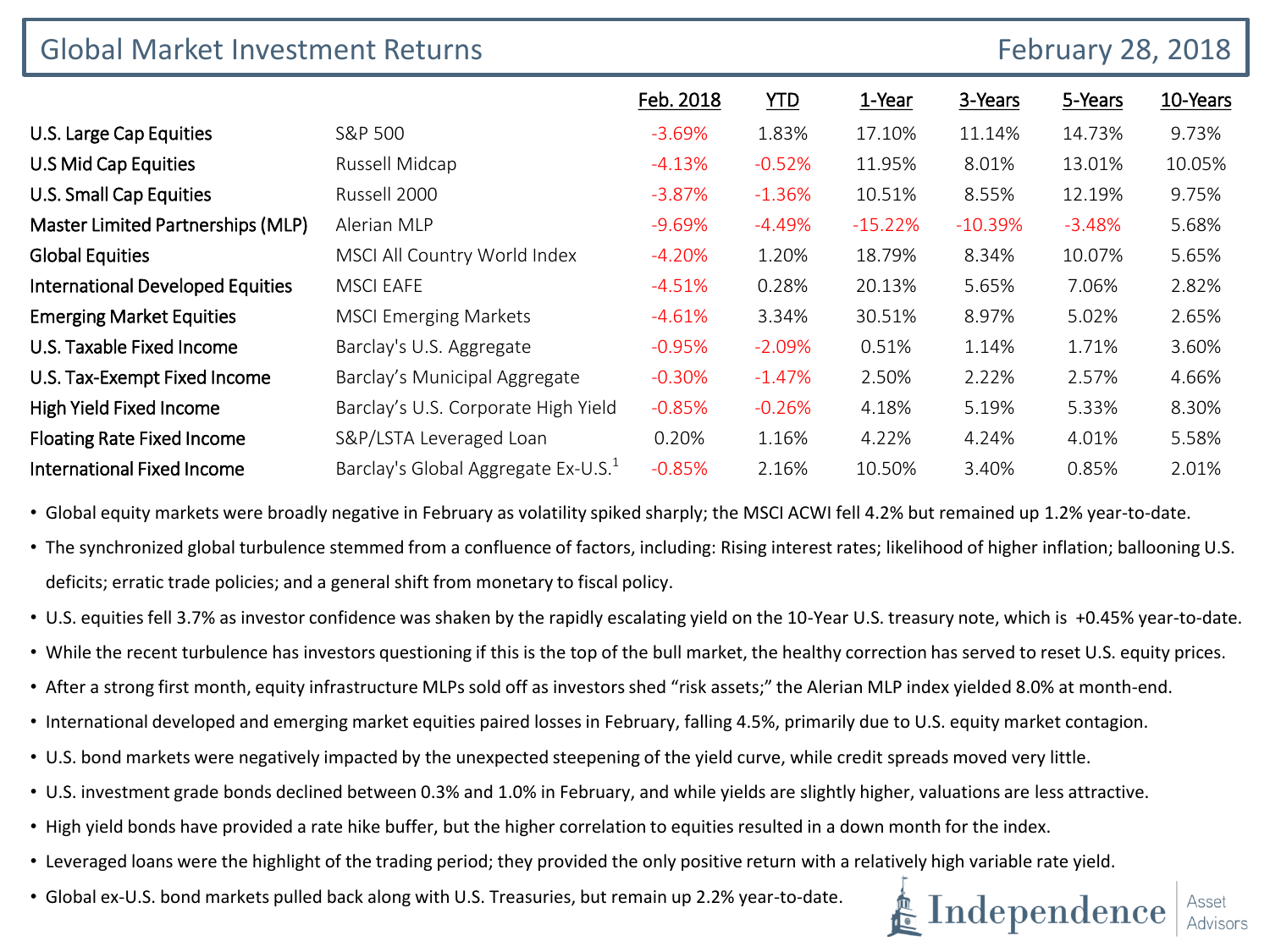# Global Market Investment Returns

February 28, 2018

| | | Feb. 2018 | YTD | 1-Year | 3-Years | 5-Years | 10-Years |
|---|---|---|---|---|---|---|---|
| U.S. Large Cap Equities | S&P 500 | -3.69% | 1.83% | 17.10% | 11.14% | 14.73% | 9.73% |
| U.S Mid Cap Equities | Russell Midcap | -4.13% | -0.52% | 11.95% | 8.01% | 13.01% | 10.05% |
| U.S. Small Cap Equities | Russell 2000 | -3.87% | -1.36% | 10.51% | 8.55% | 12.19% | 9.75% |
| Master Limited Partnerships (MLP) | Alerian MLP | -9.69% | -4.49% | -15.22% | -10.39% | -3.48% | 5.68% |
| Global Equities | MSCI All Country World Index | -4.20% | 1.20% | 18.79% | 8.34% | 10.07% | 5.65% |
| International Developed Equities | MSCI EAFE | -4.51% | 0.28% | 20.13% | 5.65% | 7.06% | 2.82% |
| Emerging Market Equities | MSCI Emerging Markets | -4.61% | 3.34% | 30.51% | 8.97% | 5.02% | 2.65% |
| U.S. Taxable Fixed Income | Barclay's U.S. Aggregate | -0.95% | -2.09% | 0.51% | 1.14% | 1.71% | 3.60% |
| U.S. Tax-Exempt Fixed Income | Barclay's Municipal Aggregate | -0.30% | -1.47% | 2.50% | 2.22% | 2.57% | 4.66% |
| High Yield Fixed Income | Barclay's U.S. Corporate High Yield | -0.85% | -0.26% | 4.18% | 5.19% | 5.33% | 8.30% |
| Floating Rate Fixed Income | S&P/LSTA Leveraged Loan | 0.20% | 1.16% | 4.22% | 4.24% | 4.01% | 5.58% |
| International Fixed Income | Barclay's Global Aggregate Ex-U.S.[1] | -0.85% | 2.16% | 10.50% | 3.40% | 0.85% | 2.01% |

- Global equity markets were broadly negative in February as volatility spiked sharply; the MSCI ACWI fell 4.2% but remained up 1.2% year-to-date.
- The synchronized global turbulence stemmed from a confluence of factors, including: Rising interest rates; likelihood of higher inflation; ballooning U.S. deficits; erratic trade policies; and a general shift from monetary to fiscal policy.
- U.S. equities fell 3.7% as investor confidence was shaken by the rapidly escalating yield on the 10-Year U.S. treasury note, which is +0.45% year-to-date.
- While the recent turbulence has investors questioning if this is the top of the bull market, the healthy correction has served to reset U.S. equity prices.
- After a strong first month, equity infrastructure MLPs sold off as investors shed "risk assets;" the Alerian MLP index yielded 8.0% at month-end.
- International developed and emerging market equities paired losses in February, falling 4.5%, primarily due to U.S. equity market contagion.
- U.S. bond markets were negatively impacted by the unexpected steepening of the yield curve, while credit spreads moved very little.
- U.S. investment grade bonds declined between 0.3% and 1.0% in February, and while yields are slightly higher, valuations are less attractive.
- High yield bonds have provided a rate hike buffer, but the higher correlation to equities resulted in a down month for the index.
- Leveraged loans were the highlight of the trading period; they provided the only positive return with a relatively high variable rate yield.
- Global ex-U.S. bond markets pulled back along with U.S. Treasuries, but remain up 2.2% year-to-date.

Independence | Asset Advisors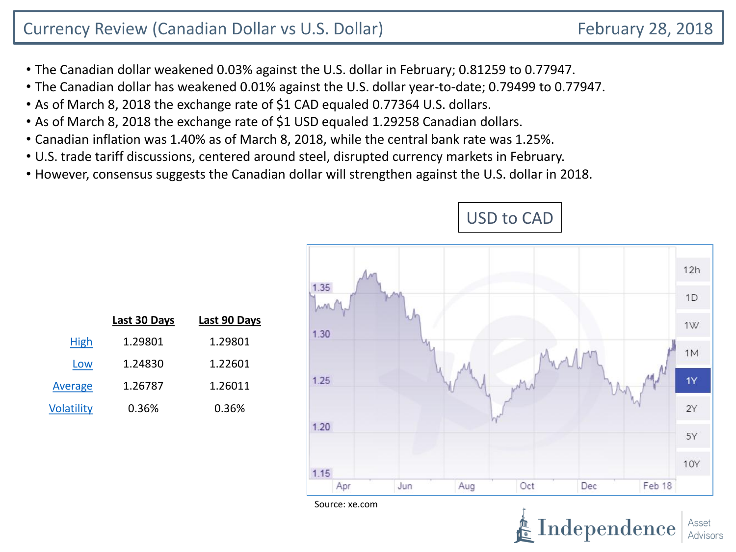# Currency Review (Canadian Dollar vs U.S. Dollar)

February 28, 2018

- The Canadian dollar weakened 0.03% against the U.S. dollar in February; 0.81259 to 0.77947.
- The Canadian dollar has weakened 0.01% against the U.S. dollar year-to-date; 0.79499 to 0.77947.
- As of March 8, 2018 the exchange rate of $1 CAD equaled 0.77364 U.S. dollars.
- As of March 8, 2018 the exchange rate of $1 USD equaled 1.29258 Canadian dollars.
- Canadian inflation was 1.40% as of March 8, 2018, while the central bank rate was 1.25%.
- U.S. trade tariff discussions, centered around steel, disrupted currency markets in February.
- However, consensus suggests the Canadian dollar will strengthen against the U.S. dollar in 2018.

| | Last 30 Days | Last 90 Days |
|---|---|---|
| High | 1.29801 | 1.29801 |
| Low | 1.24830 | 1.22601 |
| Average | 1.26787 | 1.26011 |
| Volatility | 0.36% | 0.36% |

USD to CAD

1.35
1.30
1.25
1.20
1.15

Apr Jun Aug Oct Dec Feb 18

12h 1D 1W 1M 1Y 2Y 5Y 10Y

Source: xe.com